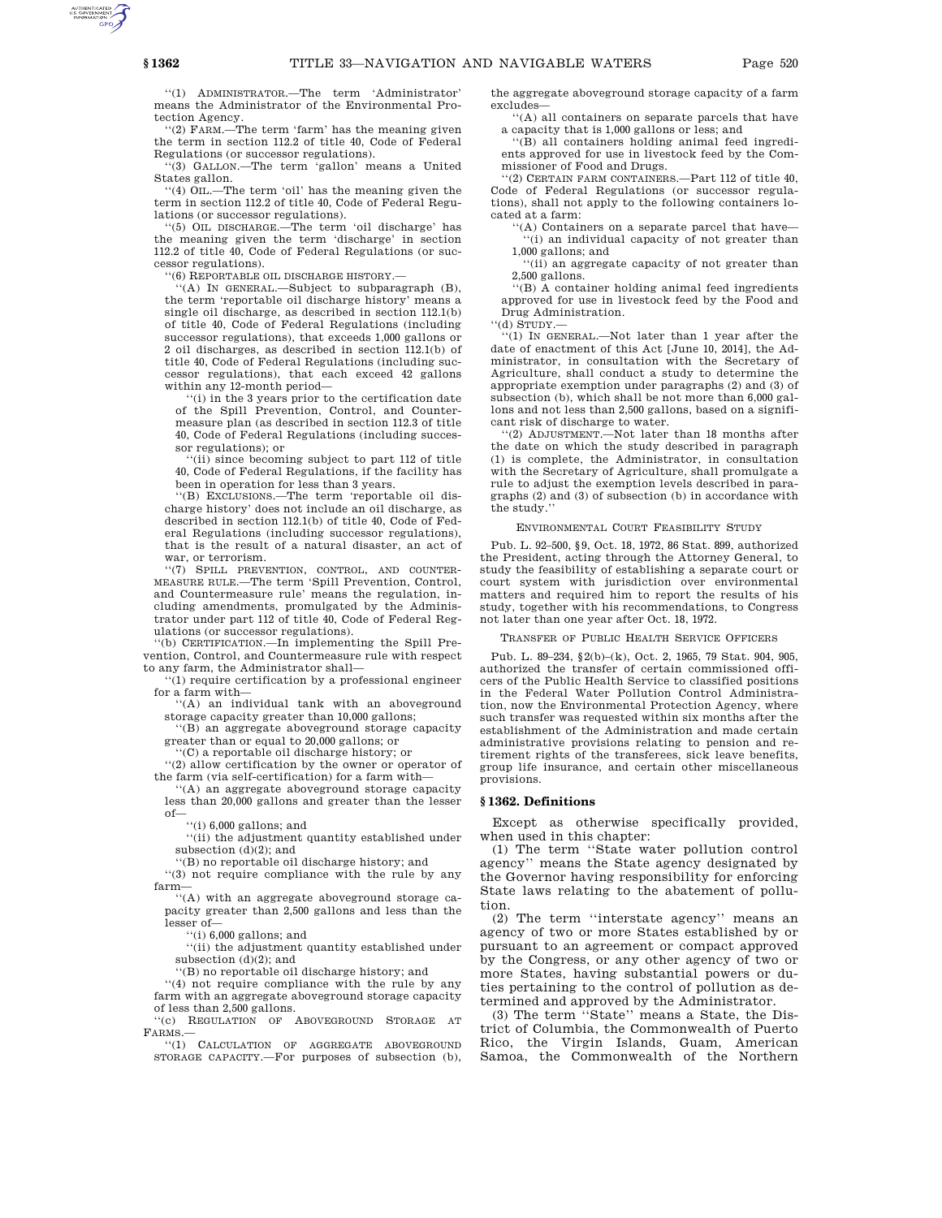''(1) ADMINISTRATOR.—The term 'Administrator' means the Administrator of the Environmental Protection Agency.

''(2) FARM.—The term 'farm' has the meaning given the term in section 112.2 of title 40, Code of Federal Regulations (or successor regulations).

''(3) GALLON.—The term 'gallon' means a United States gallon.

''(4) OIL.—The term 'oil' has the meaning given the term in section 112.2 of title 40, Code of Federal Regulations (or successor regulations).

''(5) OIL DISCHARGE.—The term 'oil discharge' has the meaning given the term 'discharge' in section 112.2 of title 40, Code of Federal Regulations (or successor regulations).

''(6) REPORTABLE OIL DISCHARGE HISTORY.—

''(A) IN GENERAL.—Subject to subparagraph (B), the term 'reportable oil discharge history' means a single oil discharge, as described in section 112.1(b) of title 40, Code of Federal Regulations (including successor regulations), that exceeds 1,000 gallons or 2 oil discharges, as described in section 112.1(b) of title 40, Code of Federal Regulations (including successor regulations), that each exceed 42 gallons within any 12-month period—

''(i) in the 3 years prior to the certification date of the Spill Prevention, Control, and Countermeasure plan (as described in section 112.3 of title 40, Code of Federal Regulations (including successor regulations); or

''(ii) since becoming subject to part 112 of title 40, Code of Federal Regulations, if the facility has been in operation for less than 3 years.

''(B) EXCLUSIONS.—The term 'reportable oil discharge history' does not include an oil discharge, as described in section 112.1(b) of title 40, Code of Federal Regulations (including successor regulations), that is the result of a natural disaster, an act of war, or terrorism.

''(7) SPILL PREVENTION, CONTROL, AND COUNTERMEASURE RULE.—The term 'Spill Prevention, Control, and Countermeasure rule' means the regulation, including amendments, promulgated by the Administrator under part 112 of title 40, Code of Federal Regulations (or successor regulations).

''(b) CERTIFICATION.—In implementing the Spill Prevention, Control, and Countermeasure rule with respect to any farm, the Administrator shall—

''(1) require certification by a professional engineer for a farm with—

''(A) an individual tank with an aboveground storage capacity greater than 10,000 gallons;

''(B) an aggregate aboveground storage capacity greater than or equal to 20,000 gallons; or

''(C) a reportable oil discharge history; or

''(2) allow certification by the owner or operator of the farm (via self-certification) for a farm with—

''(A) an aggregate aboveground storage capacity less than 20,000 gallons and greater than the lesser of—

''(i) 6,000 gallons; and

''(ii) the adjustment quantity established under subsection (d)(2); and

''(B) no reportable oil discharge history; and

''(3) not require compliance with the rule by any farm—

''(A) with an aggregate aboveground storage capacity greater than 2,500 gallons and less than the lesser of—

''(i) 6,000 gallons; and

''(ii) the adjustment quantity established under subsection (d)(2); and

''(B) no reportable oil discharge history; and

''(4) not require compliance with the rule by any farm with an aggregate aboveground storage capacity of less than 2,500 gallons.

''(c) REGULATION OF ABOVEGROUND STORAGE AT FARMS.—

''(1) CALCULATION OF AGGREGATE ABOVEGROUND STORAGE CAPACITY.—For purposes of subsection (b), the aggregate aboveground storage capacity of a farm excludes—

''(A) all containers on separate parcels that have a capacity that is 1,000 gallons or less; and

''(B) all containers holding animal feed ingredients approved for use in livestock feed by the Commissioner of Food and Drugs.

''(2) CERTAIN FARM CONTAINERS.—Part 112 of title 40, Code of Federal Regulations (or successor regulations), shall not apply to the following containers located at a farm:

''(A) Containers on a separate parcel that have—

''(i) an individual capacity of not greater than 1,000 gallons; and

''(ii) an aggregate capacity of not greater than 2,500 gallons.

''(B) A container holding animal feed ingredients approved for use in livestock feed by the Food and Drug Administration.

''(d) STUDY.—

''(1) IN GENERAL.—Not later than 1 year after the date of enactment of this Act [June 10, 2014], the Administrator, in consultation with the Secretary of Agriculture, shall conduct a study to determine the appropriate exemption under paragraphs (2) and (3) of subsection (b), which shall be not more than 6,000 gallons and not less than 2,500 gallons, based on a significant risk of discharge to water.

''(2) ADJUSTMENT.—Not later than 18 months after the date on which the study described in paragraph (1) is complete, the Administrator, in consultation with the Secretary of Agriculture, shall promulgate a rule to adjust the exemption levels described in paragraphs (2) and (3) of subsection (b) in accordance with the study.''

ENVIRONMENTAL COURT FEASIBILITY STUDY

Pub. L. 92–500, §9, Oct. 18, 1972, 86 Stat. 899, authorized the President, acting through the Attorney General, to study the feasibility of establishing a separate court or court system with jurisdiction over environmental matters and required him to report the results of his study, together with his recommendations, to Congress not later than one year after Oct. 18, 1972.

TRANSFER OF PUBLIC HEALTH SERVICE OFFICERS

Pub. L. 89–234, §2(b)–(k), Oct. 2, 1965, 79 Stat. 904, 905, authorized the transfer of certain commissioned officers of the Public Health Service to classified positions in the Federal Water Pollution Control Administration, now the Environmental Protection Agency, where such transfer was requested within six months after the establishment of the Administration and made certain administrative provisions relating to pension and retirement rights of the transferees, sick leave benefits, group life insurance, and certain other miscellaneous provisions.

## § 1362. Definitions

Except as otherwise specifically provided, when used in this chapter:

(1) The term ''State water pollution control agency'' means the State agency designated by the Governor having responsibility for enforcing State laws relating to the abatement of pollution.

(2) The term ''interstate agency'' means an agency of two or more States established by or pursuant to an agreement or compact approved by the Congress, or any other agency of two or more States, having substantial powers or duties pertaining to the control of pollution as determined and approved by the Administrator.

(3) The term ''State'' means a State, the District of Columbia, the Commonwealth of Puerto Rico, the Virgin Islands, Guam, American Samoa, the Commonwealth of the Northern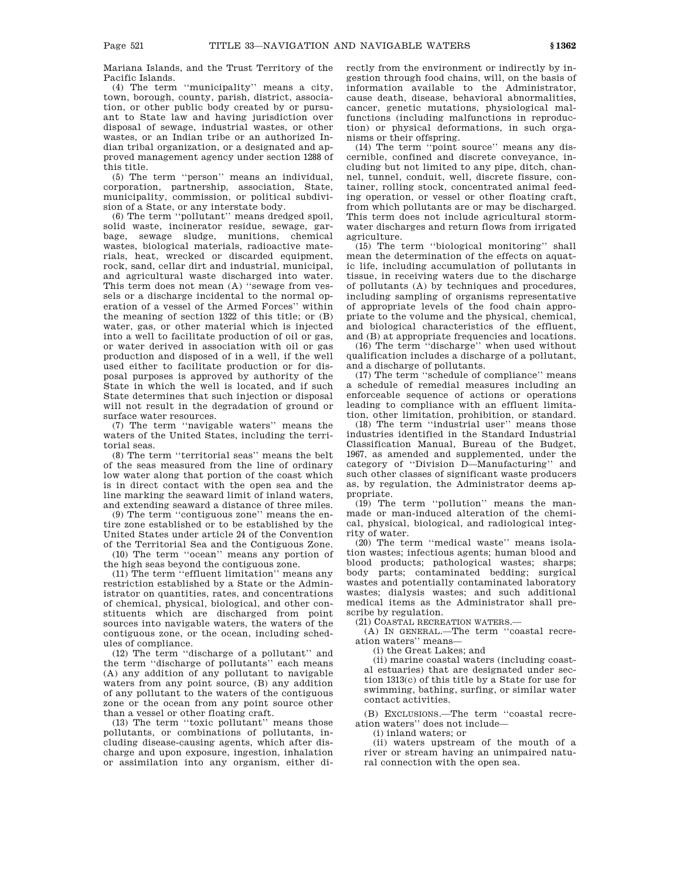Mariana Islands, and the Trust Territory of the Pacific Islands.

(4) The term "municipality" means a city, town, borough, county, parish, district, association, or other public body created by or pursuant to State law and having jurisdiction over disposal of sewage, industrial wastes, or other wastes, or an Indian tribe or an authorized Indian tribal organization, or a designated and approved management agency under section 1288 of this title.

(5) The term "person" means an individual, corporation, partnership, association, State, municipality, commission, or political subdivision of a State, or any interstate body.

(6) The term "pollutant" means dredged spoil, solid waste, incinerator residue, sewage, garbage, sewage sludge, munitions, chemical wastes, biological materials, radioactive materials, heat, wrecked or discarded equipment, rock, sand, cellar dirt and industrial, municipal, and agricultural waste discharged into water. This term does not mean (A) "sewage from vessels or a discharge incidental to the normal operation of a vessel of the Armed Forces" within the meaning of section 1322 of this title; or (B) water, gas, or other material which is injected into a well to facilitate production of oil or gas, or water derived in association with oil or gas production and disposed of in a well, if the well used either to facilitate production or for disposal purposes is approved by authority of the State in which the well is located, and if such State determines that such injection or disposal will not result in the degradation of ground or surface water resources.

(7) The term "navigable waters" means the waters of the United States, including the territorial seas.

(8) The term "territorial seas" means the belt of the seas measured from the line of ordinary low water along that portion of the coast which is in direct contact with the open sea and the line marking the seaward limit of inland waters, and extending seaward a distance of three miles.

(9) The term "contiguous zone" means the entire zone established or to be established by the United States under article 24 of the Convention of the Territorial Sea and the Contiguous Zone.

(10) The term "ocean" means any portion of the high seas beyond the contiguous zone.

(11) The term "effluent limitation" means any restriction established by a State or the Administrator on quantities, rates, and concentrations of chemical, physical, biological, and other constituents which are discharged from point sources into navigable waters, the waters of the contiguous zone, or the ocean, including schedules of compliance.

(12) The term "discharge of a pollutant" and the term "discharge of pollutants" each means (A) any addition of any pollutant to navigable waters from any point source, (B) any addition of any pollutant to the waters of the contiguous zone or the ocean from any point source other than a vessel or other floating craft.

(13) The term "toxic pollutant" means those pollutants, or combinations of pollutants, including disease-causing agents, which after discharge and upon exposure, ingestion, inhalation or assimilation into any organism, either directly from the environment or indirectly by ingestion through food chains, will, on the basis of information available to the Administrator, cause death, disease, behavioral abnormalities, cancer, genetic mutations, physiological malfunctions (including malfunctions in reproduction) or physical deformations, in such organisms or their offspring.

(14) The term "point source" means any discernible, confined and discrete conveyance, including but not limited to any pipe, ditch, channel, tunnel, conduit, well, discrete fissure, container, rolling stock, concentrated animal feeding operation, or vessel or other floating craft, from which pollutants are or may be discharged. This term does not include agricultural stormwater discharges and return flows from irrigated agriculture.

(15) The term "biological monitoring" shall mean the determination of the effects on aquatic life, including accumulation of pollutants in tissue, in receiving waters due to the discharge of pollutants (A) by techniques and procedures, including sampling of organisms representative of appropriate levels of the food chain appropriate to the volume and the physical, chemical, and biological characteristics of the effluent, and (B) at appropriate frequencies and locations.

(16) The term "discharge" when used without qualification includes a discharge of a pollutant, and a discharge of pollutants.

(17) The term "schedule of compliance" means a schedule of remedial measures including an enforceable sequence of actions or operations leading to compliance with an effluent limitation, other limitation, prohibition, or standard.

(18) The term "industrial user" means those industries identified in the Standard Industrial Classification Manual, Bureau of the Budget, 1967, as amended and supplemented, under the category of "Division D—Manufacturing" and such other classes of significant waste producers as, by regulation, the Administrator deems appropriate.

(19) The term "pollution" means the man-made or man-induced alteration of the chemical, physical, biological, and radiological integrity of water.

(20) The term "medical waste" means isolation wastes; infectious agents; human blood and blood products; pathological wastes; sharps; body parts; contaminated bedding; surgical wastes and potentially contaminated laboratory wastes; dialysis wastes; and such additional medical items as the Administrator shall prescribe by regulation.

(21) COASTAL RECREATION WATERS.—

(A) IN GENERAL.—The term "coastal recreation waters" means—

(i) the Great Lakes; and

(ii) marine coastal waters (including coastal estuaries) that are designated under section 1313(c) of this title by a State for use for swimming, bathing, surfing, or similar water contact activities.

(B) EXCLUSIONS.—The term "coastal recreation waters" does not include—

(i) inland waters; or

(ii) waters upstream of the mouth of a river or stream having an unimpaired natural connection with the open sea.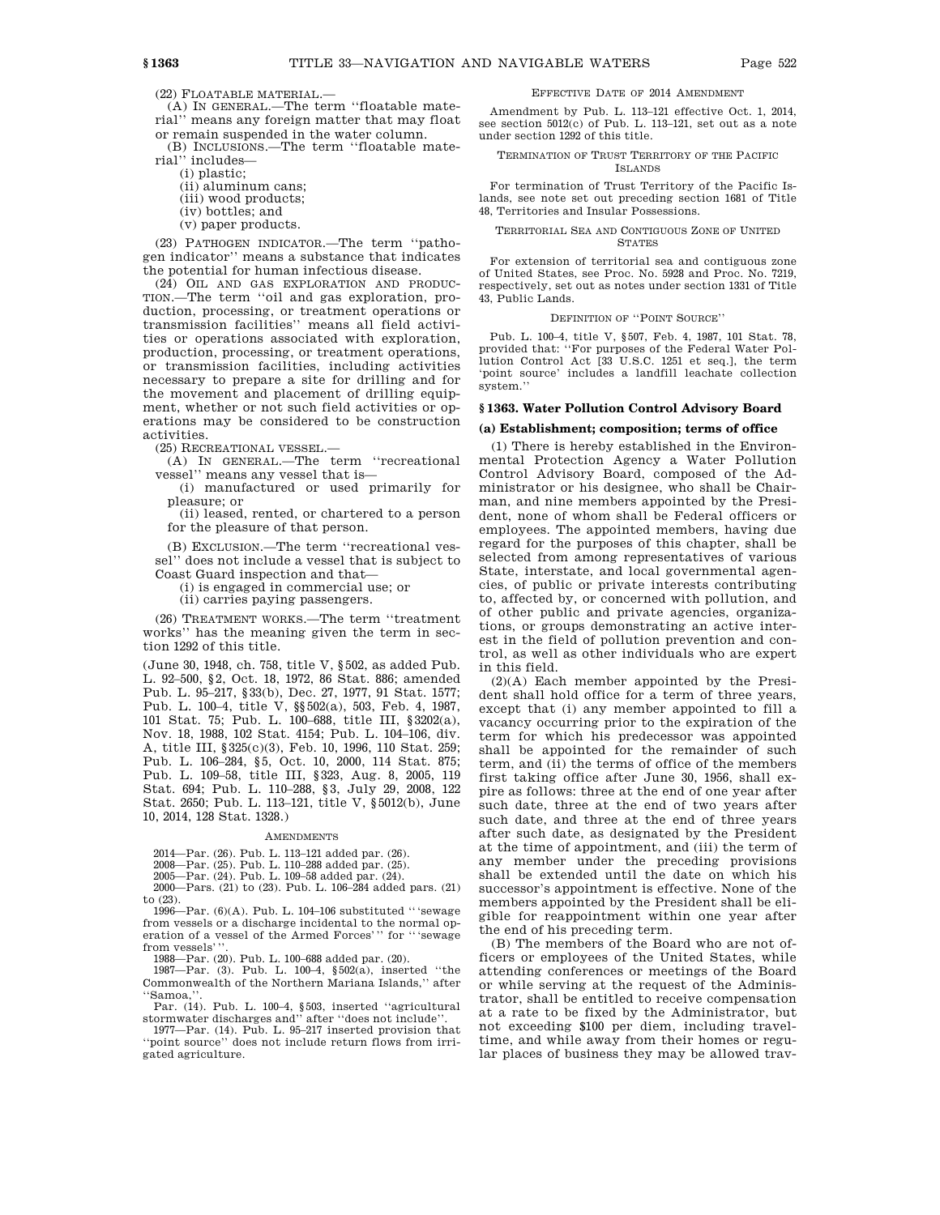(22) FLOATABLE MATERIAL.—

(A) IN GENERAL.—The term ''floatable material'' means any foreign matter that may float or remain suspended in the water column.

(B) INCLUSIONS.—The term ''floatable material'' includes—

(i) plastic;

(ii) aluminum cans;

(iii) wood products;

(iv) bottles; and

(v) paper products.

(23) PATHOGEN INDICATOR.—The term ''pathogen indicator'' means a substance that indicates the potential for human infectious disease.

(24) OIL AND GAS EXPLORATION AND PRODUCTION.—The term ''oil and gas exploration, production, processing, or treatment operations or transmission facilities'' means all field activities or operations associated with exploration, production, processing, or treatment operations, or transmission facilities, including activities necessary to prepare a site for drilling and for the movement and placement of drilling equipment, whether or not such field activities or operations may be considered to be construction activities.

(25) RECREATIONAL VESSEL.—

(A) IN GENERAL.—The term ''recreational vessel'' means any vessel that is—

(i) manufactured or used primarily for pleasure; or

(ii) leased, rented, or chartered to a person for the pleasure of that person.

(B) EXCLUSION.—The term ''recreational vessel'' does not include a vessel that is subject to Coast Guard inspection and that—

(i) is engaged in commercial use; or

(ii) carries paying passengers.

(26) TREATMENT WORKS.—The term ''treatment works'' has the meaning given the term in section 1292 of this title.

(June 30, 1948, ch. 758, title V, §502, as added Pub. L. 92–500, §2, Oct. 18, 1972, 86 Stat. 886; amended Pub. L. 95–217, §33(b), Dec. 27, 1977, 91 Stat. 1577; Pub. L. 100–4, title V, §§502(a), 503, Feb. 4, 1987, 101 Stat. 75; Pub. L. 100–688, title III, §3202(a), Nov. 18, 1988, 102 Stat. 4154; Pub. L. 104–106, div. A, title III, §325(c)(3), Feb. 10, 1996, 110 Stat. 259; Pub. L. 106–284, §5, Oct. 10, 2000, 114 Stat. 875; Pub. L. 109–58, title III, §323, Aug. 8, 2005, 119 Stat. 694; Pub. L. 110–288, §3, July 29, 2008, 122 Stat. 2650; Pub. L. 113–121, title V, §5012(b), June 10, 2014, 128 Stat. 1328.)

AMENDMENTS

2014—Par. (26). Pub. L. 113–121 added par. (26).

2008—Par. (25). Pub. L. 110–288 added par. (25).

2005—Par. (24). Pub. L. 109–58 added par. (24).

2000—Pars. (21) to (23). Pub. L. 106–284 added pars. (21) to (23).

1996—Par. (6)(A). Pub. L. 104–106 substituted '' 'sewage from vessels or a discharge incidental to the normal operation of a vessel of the Armed Forces' '' for '' 'sewage from vessels' ''.

1988—Par. (20). Pub. L. 100–688 added par. (20).

1987—Par. (3). Pub. L. 100–4, §502(a), inserted ''the Commonwealth of the Northern Mariana Islands,'' after ''Samoa,''.

Par. (14). Pub. L. 100–4, §503, inserted ''agricultural stormwater discharges and'' after ''does not include''.

1977—Par. (14). Pub. L. 95–217 inserted provision that ''point source'' does not include return flows from irrigated agriculture.

EFFECTIVE DATE OF 2014 AMENDMENT

Amendment by Pub. L. 113–121 effective Oct. 1, 2014, see section 5012(c) of Pub. L. 113–121, set out as a note under section 1292 of this title.

TERMINATION OF TRUST TERRITORY OF THE PACIFIC ISLANDS

For termination of Trust Territory of the Pacific Islands, see note set out preceding section 1681 of Title 48, Territories and Insular Possessions.

TERRITORIAL SEA AND CONTIGUOUS ZONE OF UNITED STATES

For extension of territorial sea and contiguous zone of United States, see Proc. No. 5928 and Proc. No. 7219, respectively, set out as notes under section 1331 of Title 43, Public Lands.

DEFINITION OF ''POINT SOURCE''

Pub. L. 100–4, title V, §507, Feb. 4, 1987, 101 Stat. 78, provided that: ''For purposes of the Federal Water Pollution Control Act [33 U.S.C. 1251 et seq.], the term 'point source' includes a landfill leachate collection system.''

## §1363. Water Pollution Control Advisory Board

### (a) Establishment; composition; terms of office

(1) There is hereby established in the Environmental Protection Agency a Water Pollution Control Advisory Board, composed of the Administrator or his designee, who shall be Chairman, and nine members appointed by the President, none of whom shall be Federal officers or employees. The appointed members, having due regard for the purposes of this chapter, shall be selected from among representatives of various State, interstate, and local governmental agencies, of public or private interests contributing to, affected by, or concerned with pollution, and of other public and private agencies, organizations, or groups demonstrating an active interest in the field of pollution prevention and control, as well as other individuals who are expert in this field.

(2)(A) Each member appointed by the President shall hold office for a term of three years, except that (i) any member appointed to fill a vacancy occurring prior to the expiration of the term for which his predecessor was appointed shall be appointed for the remainder of such term, and (ii) the terms of office of the members first taking office after June 30, 1956, shall expire as follows: three at the end of one year after such date, three at the end of two years after such date, and three at the end of three years after such date, as designated by the President at the time of appointment, and (iii) the term of any member under the preceding provisions shall be extended until the date on which his successor's appointment is effective. None of the members appointed by the President shall be eligible for reappointment within one year after the end of his preceding term.

(B) The members of the Board who are not officers or employees of the United States, while attending conferences or meetings of the Board or while serving at the request of the Administrator, shall be entitled to receive compensation at a rate to be fixed by the Administrator, but not exceeding $100 per diem, including traveltime, and while away from their homes or regular places of business they may be allowed trav-